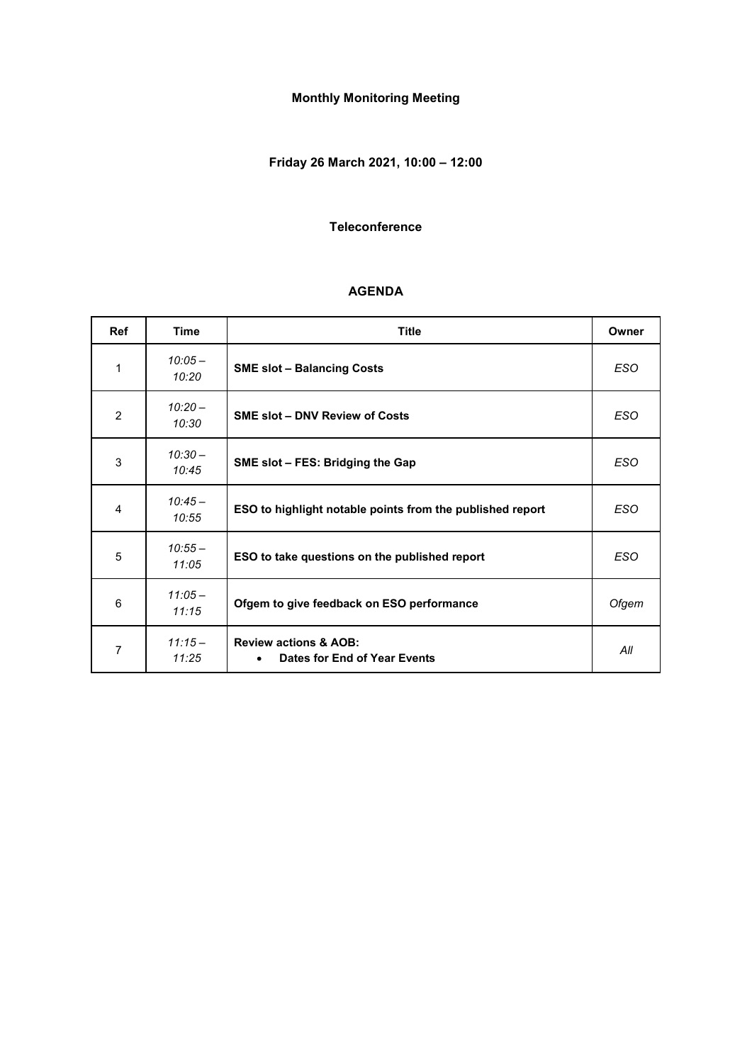**Monthly Monitoring Meeting**

**Friday 26 March 2021, 10:00 – 12:00**

**Teleconference**

**AGENDA**

| Ref | Time | Title | Owner |
|---|---|---|---|
| 1 | *10:05 – 10:20* | **SME slot – Balancing Costs** | *ESO* |
| 2 | *10:20 – 10:30* | **SME slot – DNV Review of Costs** | *ESO* |
| 3 | *10:30 – 10:45* | **SME slot – FES: Bridging the Gap** | *ESO* |
| 4 | *10:45 – 10:55* | **ESO to highlight notable points from the published report** | *ESO* |
| 5 | *10:55 – 11:05* | **ESO to take questions on the published report** | *ESO* |
| 6 | *11:05 – 11:15* | **Ofgem to give feedback on ESO performance** | *Ofgem* |
| 7 | *11:15 – 11:25* | **Review actions & AOB:** <br> • **Dates for End of Year Events** | *All* |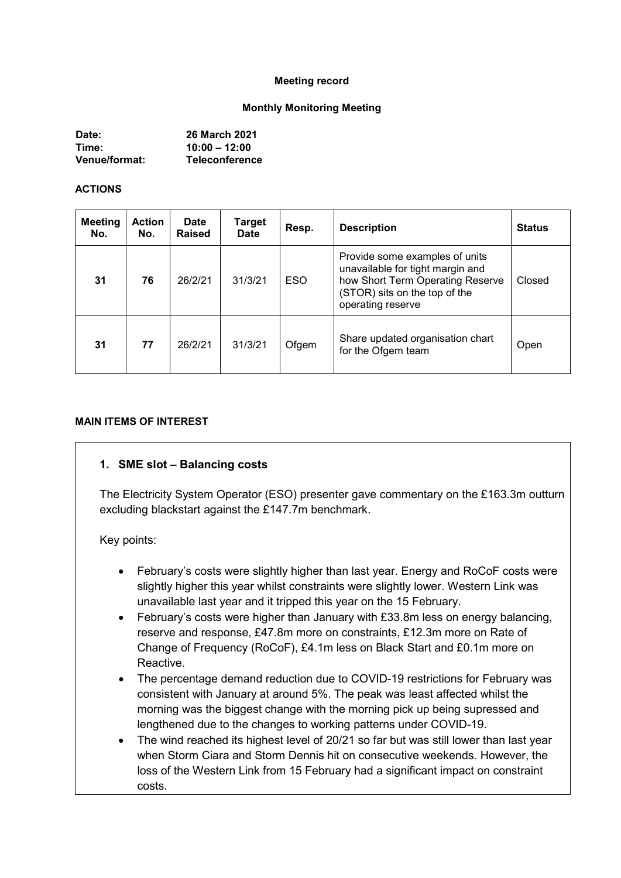**Meeting record**

**Monthly Monitoring Meeting**

**Date:** 26 March 2021
**Time:** 10:00 – 12:00
**Venue/format:** Teleconference

## ACTIONS

| Meeting No. | Action No. | Date Raised | Target Date | Resp. | Description | Status |
|---|---|---|---|---|---|---|
| **31** | **76** | 26/2/21 | 31/3/21 | ESO | Provide some examples of units unavailable for tight margin and how Short Term Operating Reserve (STOR) sits on the top of the operating reserve | Closed |
| **31** | **77** | 26/2/21 | 31/3/21 | Ofgem | Share updated organisation chart for the Ofgem team | Open |

## MAIN ITEMS OF INTEREST

### 1. SME slot – Balancing costs

The Electricity System Operator (ESO) presenter gave commentary on the £163.3m outturn excluding blackstart against the £147.7m benchmark.

Key points:

- February's costs were slightly higher than last year. Energy and RoCoF costs were slightly higher this year whilst constraints were slightly lower. Western Link was unavailable last year and it tripped this year on the 15 February.
- February's costs were higher than January with £33.8m less on energy balancing, reserve and response, £47.8m more on constraints, £12.3m more on Rate of Change of Frequency (RoCoF), £4.1m less on Black Start and £0.1m more on Reactive.
- The percentage demand reduction due to COVID-19 restrictions for February was consistent with January at around 5%. The peak was least affected whilst the morning was the biggest change with the morning pick up being supressed and lengthened due to the changes to working patterns under COVID-19.
- The wind reached its highest level of 20/21 so far but was still lower than last year when Storm Ciara and Storm Dennis hit on consecutive weekends. However, the loss of the Western Link from 15 February had a significant impact on constraint costs.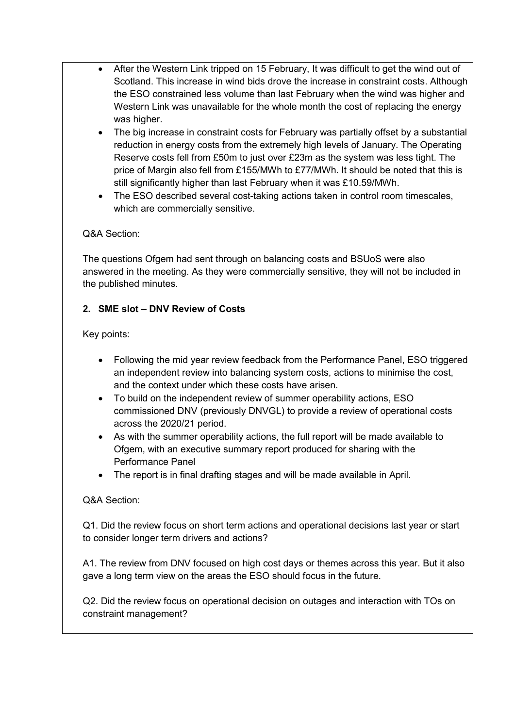- After the Western Link tripped on 15 February, It was difficult to get the wind out of Scotland. This increase in wind bids drove the increase in constraint costs. Although the ESO constrained less volume than last February when the wind was higher and Western Link was unavailable for the whole month the cost of replacing the energy was higher.
- The big increase in constraint costs for February was partially offset by a substantial reduction in energy costs from the extremely high levels of January. The Operating Reserve costs fell from £50m to just over £23m as the system was less tight. The price of Margin also fell from £155/MWh to £77/MWh. It should be noted that this is still significantly higher than last February when it was £10.59/MWh.
- The ESO described several cost-taking actions taken in control room timescales, which are commercially sensitive.

Q&A Section:

The questions Ofgem had sent through on balancing costs and BSUoS were also answered in the meeting. As they were commercially sensitive, they will not be included in the published minutes.

**2. SME slot – DNV Review of Costs**

Key points:

- Following the mid year review feedback from the Performance Panel, ESO triggered an independent review into balancing system costs, actions to minimise the cost, and the context under which these costs have arisen.
- To build on the independent review of summer operability actions, ESO commissioned DNV (previously DNVGL) to provide a review of operational costs across the 2020/21 period.
- As with the summer operability actions, the full report will be made available to Ofgem, with an executive summary report produced for sharing with the Performance Panel
- The report is in final drafting stages and will be made available in April.

Q&A Section:

Q1. Did the review focus on short term actions and operational decisions last year or start to consider longer term drivers and actions?

A1. The review from DNV focused on high cost days or themes across this year. But it also gave a long term view on the areas the ESO should focus in the future.

Q2. Did the review focus on operational decision on outages and interaction with TOs on constraint management?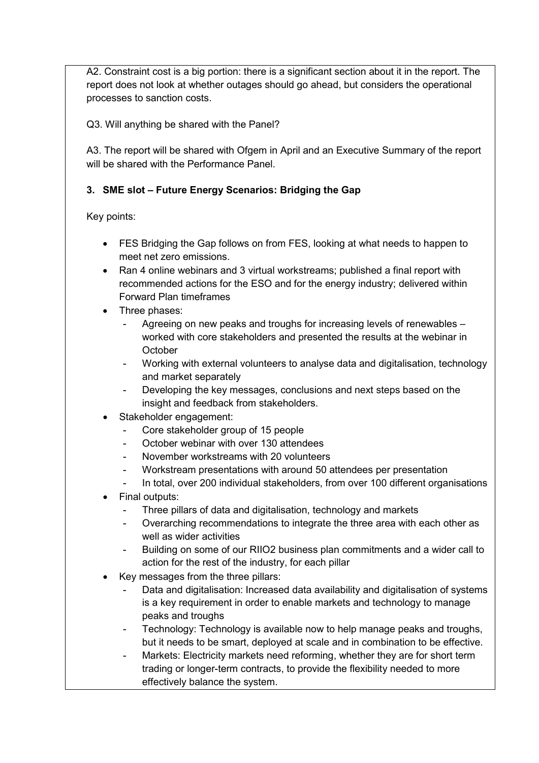A2. Constraint cost is a big portion: there is a significant section about it in the report. The report does not look at whether outages should go ahead, but considers the operational processes to sanction costs.

Q3. Will anything be shared with the Panel?

A3. The report will be shared with Ofgem in April and an Executive Summary of the report will be shared with the Performance Panel.

### 3. SME slot – Future Energy Scenarios: Bridging the Gap

Key points:

- FES Bridging the Gap follows on from FES, looking at what needs to happen to meet net zero emissions.
- Ran 4 online webinars and 3 virtual workstreams; published a final report with recommended actions for the ESO and for the energy industry; delivered within Forward Plan timeframes
- Three phases:
  - Agreeing on new peaks and troughs for increasing levels of renewables – worked with core stakeholders and presented the results at the webinar in October
  - Working with external volunteers to analyse data and digitalisation, technology and market separately
  - Developing the key messages, conclusions and next steps based on the insight and feedback from stakeholders.
- Stakeholder engagement:
  - Core stakeholder group of 15 people
  - October webinar with over 130 attendees
  - November workstreams with 20 volunteers
  - Workstream presentations with around 50 attendees per presentation
  - In total, over 200 individual stakeholders, from over 100 different organisations
- Final outputs:
  - Three pillars of data and digitalisation, technology and markets
  - Overarching recommendations to integrate the three area with each other as well as wider activities
  - Building on some of our RIIO2 business plan commitments and a wider call to action for the rest of the industry, for each pillar
- Key messages from the three pillars:
  - Data and digitalisation: Increased data availability and digitalisation of systems is a key requirement in order to enable markets and technology to manage peaks and troughs
  - Technology: Technology is available now to help manage peaks and troughs, but it needs to be smart, deployed at scale and in combination to be effective.
  - Markets: Electricity markets need reforming, whether they are for short term trading or longer-term contracts, to provide the flexibility needed to more effectively balance the system.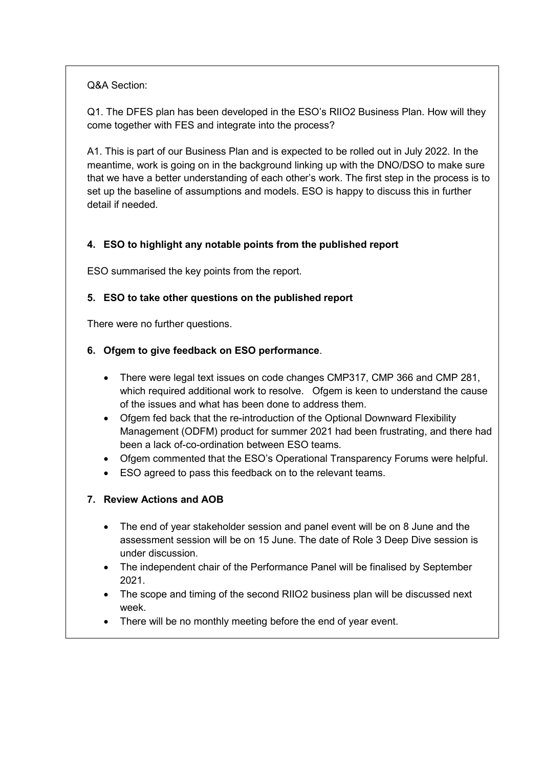Q&A Section:

Q1. The DFES plan has been developed in the ESO's RIIO2 Business Plan. How will they come together with FES and integrate into the process?

A1. This is part of our Business Plan and is expected to be rolled out in July 2022. In the meantime, work is going on in the background linking up with the DNO/DSO to make sure that we have a better understanding of each other's work. The first step in the process is to set up the baseline of assumptions and models. ESO is happy to discuss this in further detail if needed.

**4. ESO to highlight any notable points from the published report**

ESO summarised the key points from the report.

**5. ESO to take other questions on the published report**

There were no further questions.

**6. Ofgem to give feedback on ESO performance**.

- There were legal text issues on code changes CMP317, CMP 366 and CMP 281, which required additional work to resolve. Ofgem is keen to understand the cause of the issues and what has been done to address them.
- Ofgem fed back that the re-introduction of the Optional Downward Flexibility Management (ODFM) product for summer 2021 had been frustrating, and there had been a lack of-co-ordination between ESO teams.
- Ofgem commented that the ESO's Operational Transparency Forums were helpful.
- ESO agreed to pass this feedback on to the relevant teams.

**7. Review Actions and AOB**

- The end of year stakeholder session and panel event will be on 8 June and the assessment session will be on 15 June. The date of Role 3 Deep Dive session is under discussion.
- The independent chair of the Performance Panel will be finalised by September 2021.
- The scope and timing of the second RIIO2 business plan will be discussed next week.
- There will be no monthly meeting before the end of year event.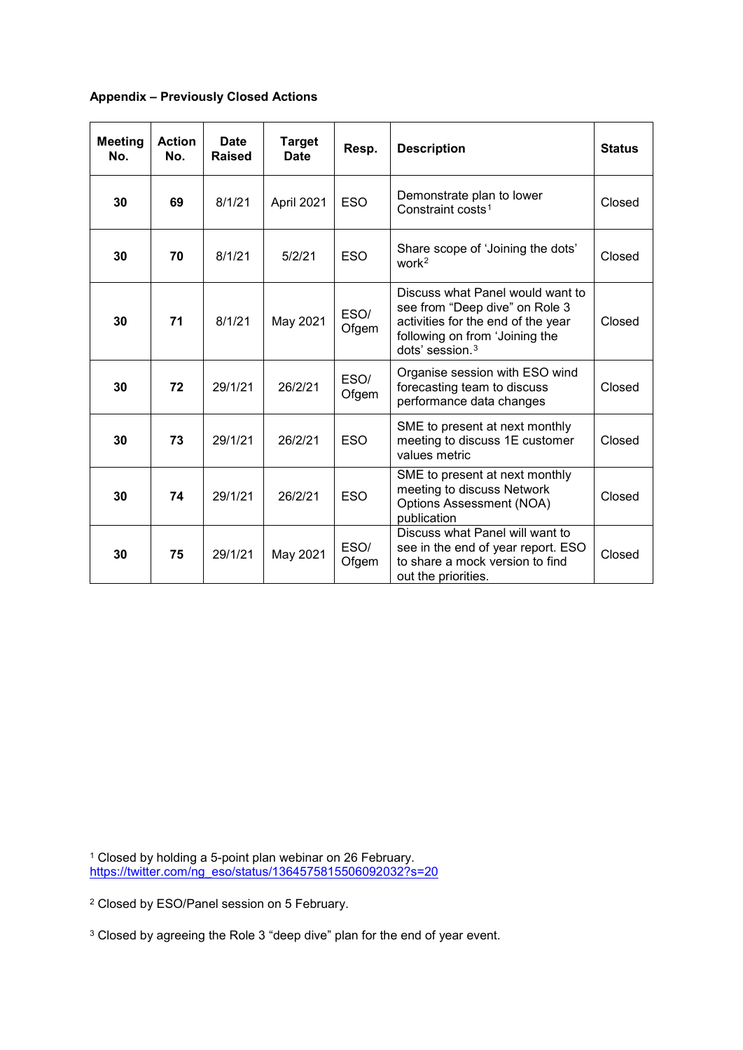**Appendix – Previously Closed Actions**

| Meeting No. | Action No. | Date Raised | Target Date | Resp. | Description | Status |
|---|---|---|---|---|---|---|
| **30** | **69** | 8/1/21 | April 2021 | ESO | Demonstrate plan to lower Constraint costs[1] | Closed |
| **30** | **70** | 8/1/21 | 5/2/21 | ESO | Share scope of 'Joining the dots' work[2] | Closed |
| **30** | **71** | 8/1/21 | May 2021 | ESO/ Ofgem | Discuss what Panel would want to see from "Deep dive" on Role 3 activities for the end of the year following on from 'Joining the dots' session.[3] | Closed |
| **30** | **72** | 29/1/21 | 26/2/21 | ESO/ Ofgem | Organise session with ESO wind forecasting team to discuss performance data changes | Closed |
| **30** | **73** | 29/1/21 | 26/2/21 | ESO | SME to present at next monthly meeting to discuss 1E customer values metric | Closed |
| **30** | **74** | 29/1/21 | 26/2/21 | ESO | SME to present at next monthly meeting to discuss Network Options Assessment (NOA) publication | Closed |
| **30** | **75** | 29/1/21 | May 2021 | ESO/ Ofgem | Discuss what Panel will want to see in the end of year report. ESO to share a mock version to find out the priorities. | Closed |

[1] Closed by holding a 5-point plan webinar on 26 February. https://twitter.com/ng_eso/status/1364575815506092032?s=20

[2] Closed by ESO/Panel session on 5 February.

[3] Closed by agreeing the Role 3 "deep dive" plan for the end of year event.